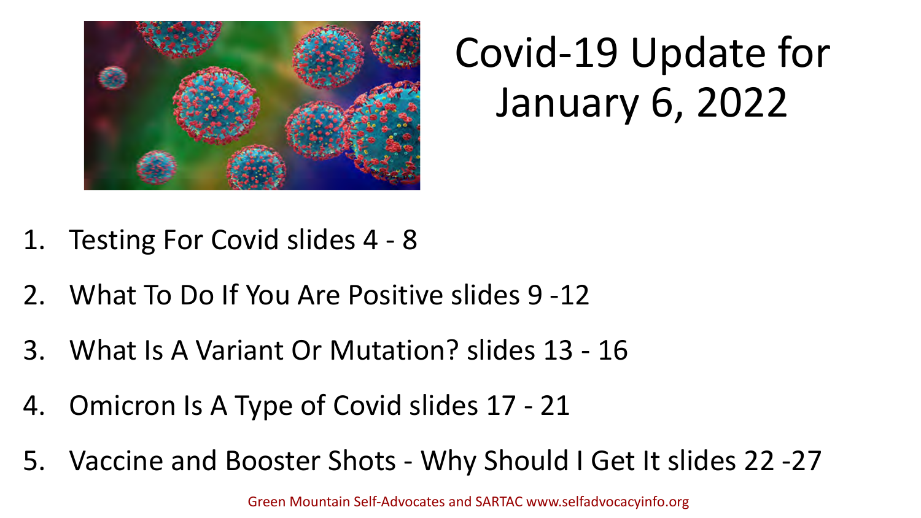# Covid-19 Update for January 6, 2022

1. Testing For Covid slides 4 - 8
2. What To Do If You Are Positive slides 9 -12
3. What Is A Variant Or Mutation? slides 13 - 16
4. Omicron Is A Type of Covid slides 17 - 21
5. Vaccine and Booster Shots - Why Should I Get It slides 22 -27

Green Mountain Self-Advocates and SARTAC www.selfadvocacyinfo.org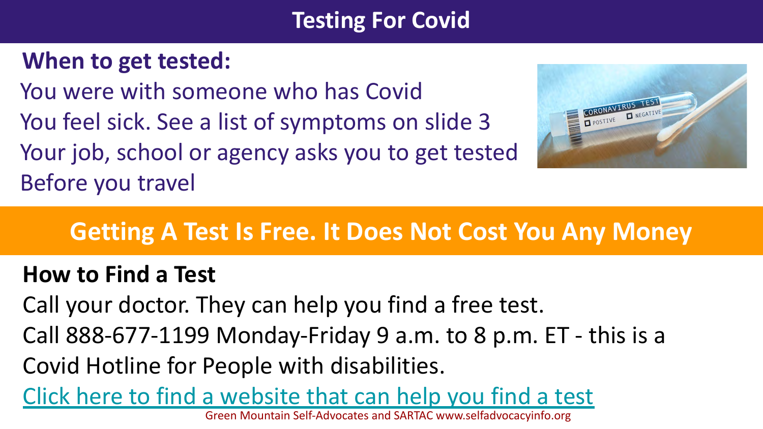# Testing For Covid

**When to get tested:**

You were with someone who has Covid

You feel sick. See a list of symptoms on slide 3

Your job, school or agency asks you to get tested

Before you travel

## Getting A Test Is Free. It Does Not Cost You Any Money

**How to Find a Test**

Call your doctor. They can help you find a free test.

Call 888-677-1199 Monday-Friday 9 a.m. to 8 p.m. ET - this is a Covid Hotline for People with disabilities.

Click here to find a website that can help you find a test

Green Mountain Self-Advocates and SARTAC www.selfadvocacyinfo.org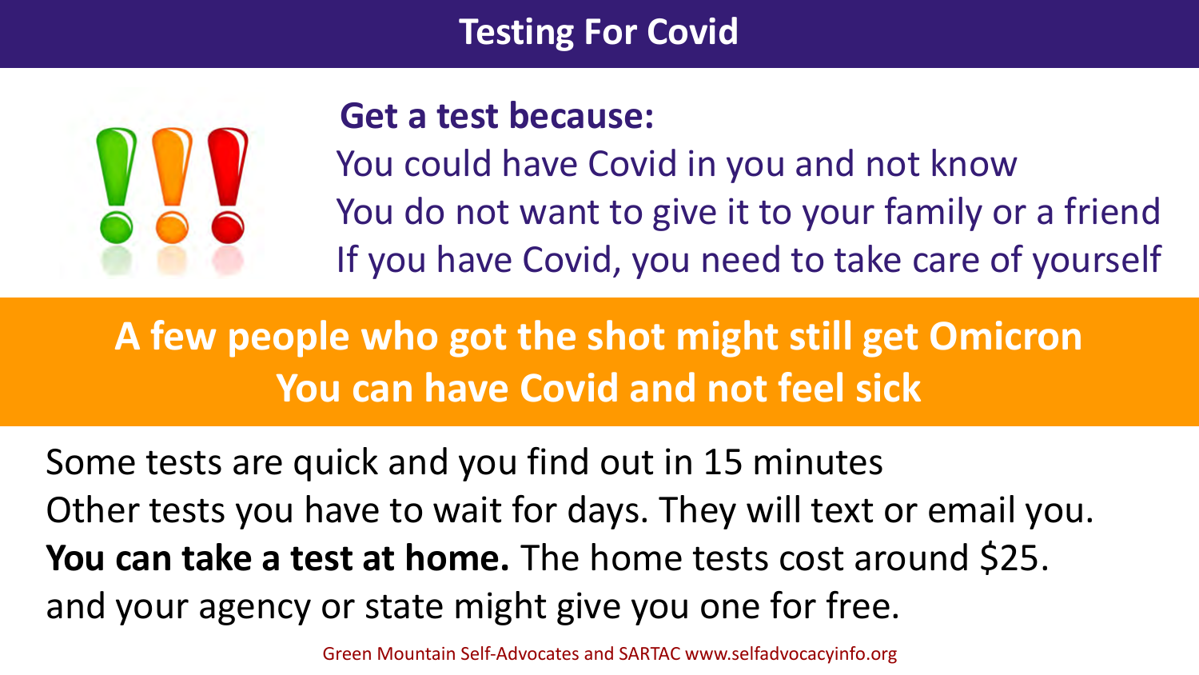# Testing For Covid

**Get a test because:**

You could have Covid in you and not know

You do not want to give it to your family or a friend

If you have Covid, you need to take care of yourself

**A few people who got the shot might still get Omicron**

**You can have Covid and not feel sick**

Some tests are quick and you find out in 15 minutes

Other tests you have to wait for days. They will text or email you.

**You can take a test at home.** The home tests cost around $25.

and your agency or state might give you one for free.

Green Mountain Self-Advocates and SARTAC www.selfadvocacyinfo.org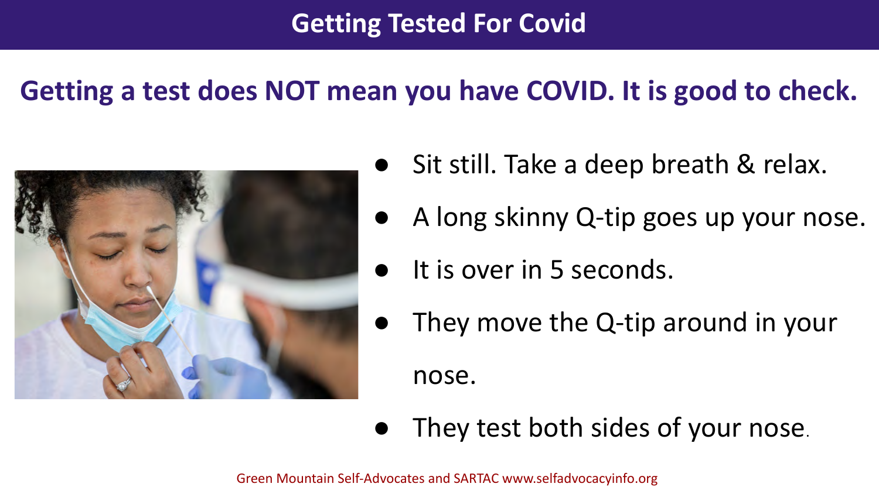# Getting Tested For Covid

## Getting a test does NOT mean you have COVID. It is good to check.

- Sit still. Take a deep breath & relax.
- A long skinny Q-tip goes up your nose.
- It is over in 5 seconds.
- They move the Q-tip around in your nose.
- They test both sides of your nose.

Green Mountain Self-Advocates and SARTAC www.selfadvocacyinfo.org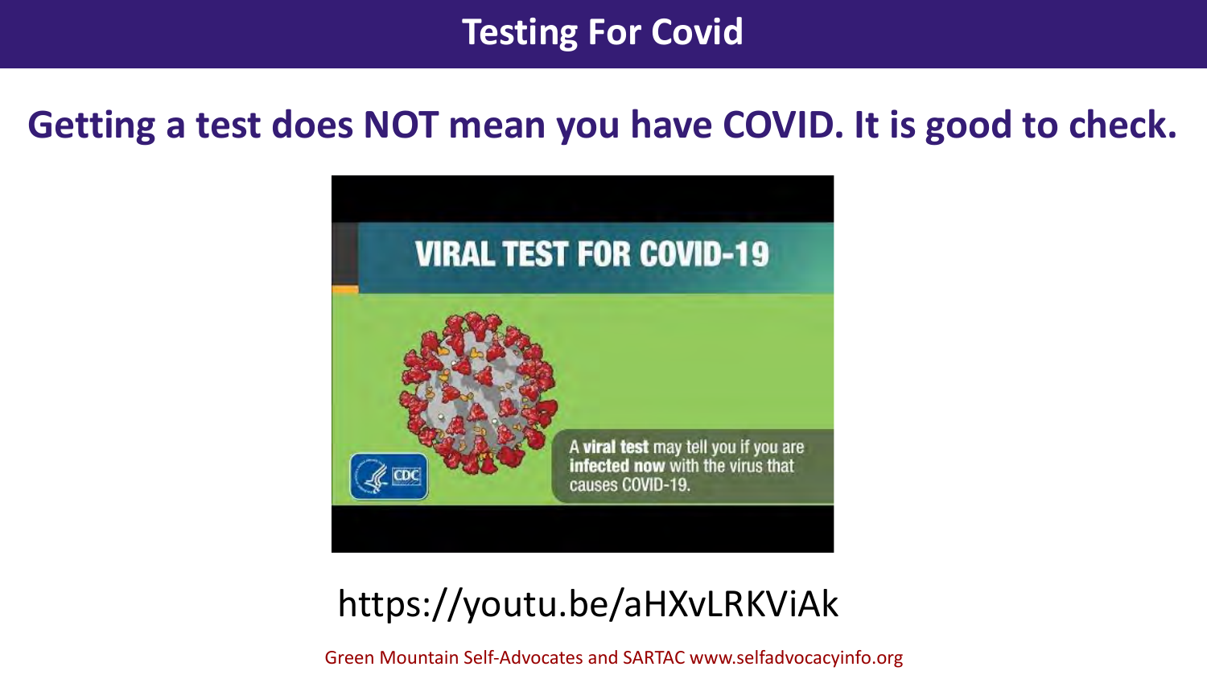# Testing For Covid

## Getting a test does NOT mean you have COVID. It is good to check.

VIRAL TEST FOR COVID-19

A **viral test** may tell you if you are **infected now** with the virus that causes COVID-19.

CDC

https://youtu.be/aHXvLRKViAk

Green Mountain Self-Advocates and SARTAC www.selfadvocacyinfo.org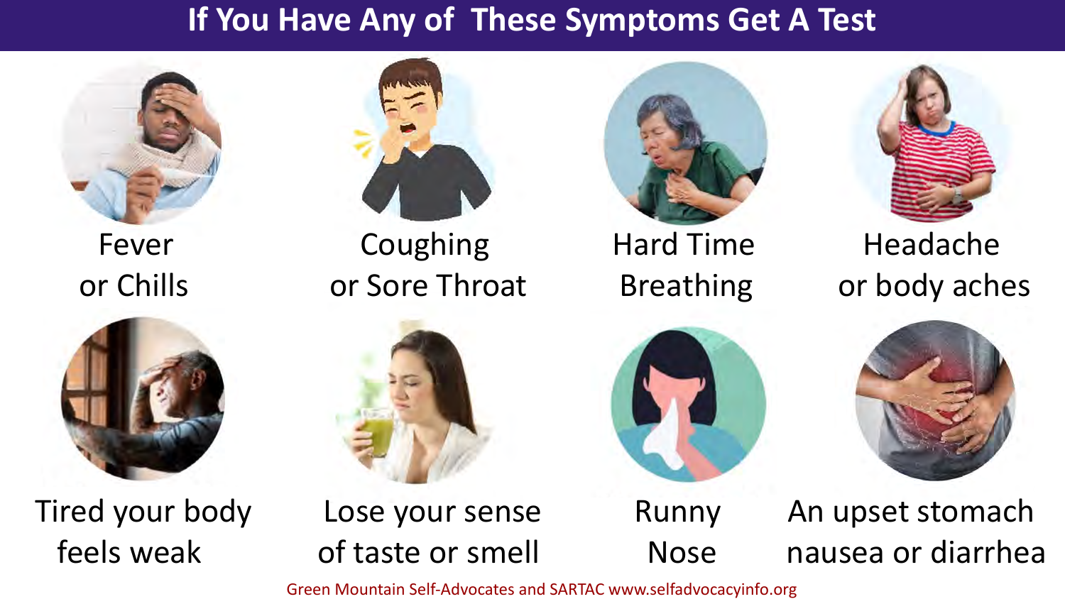# If You Have Any of These Symptoms Get A Test

- Fever or Chills
- Coughing or Sore Throat
- Hard Time Breathing
- Headache or body aches
- Tired your body feels weak
- Lose your sense of taste or smell
- Runny Nose
- An upset stomach nausea or diarrhea

Green Mountain Self-Advocates and SARTAC www.selfadvocacyinfo.org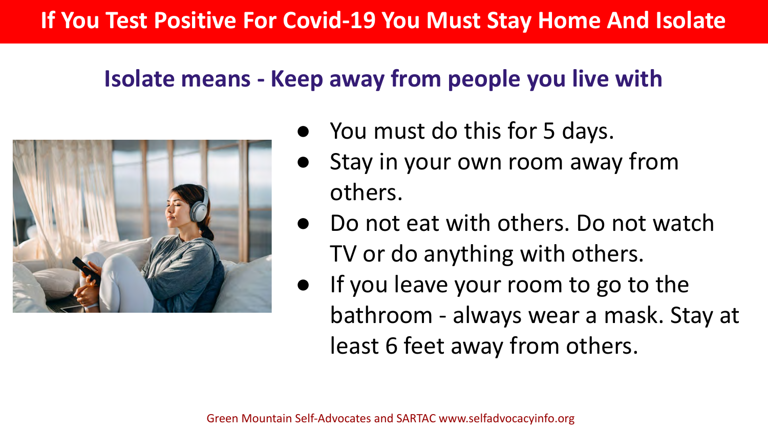# If You Test Positive For Covid-19 You Must Stay Home And Isolate

## Isolate means - Keep away from people you live with

- You must do this for 5 days.
- Stay in your own room away from others.
- Do not eat with others. Do not watch TV or do anything with others.
- If you leave your room to go to the bathroom - always wear a mask. Stay at least 6 feet away from others.

Green Mountain Self-Advocates and SARTAC www.selfadvocacyinfo.org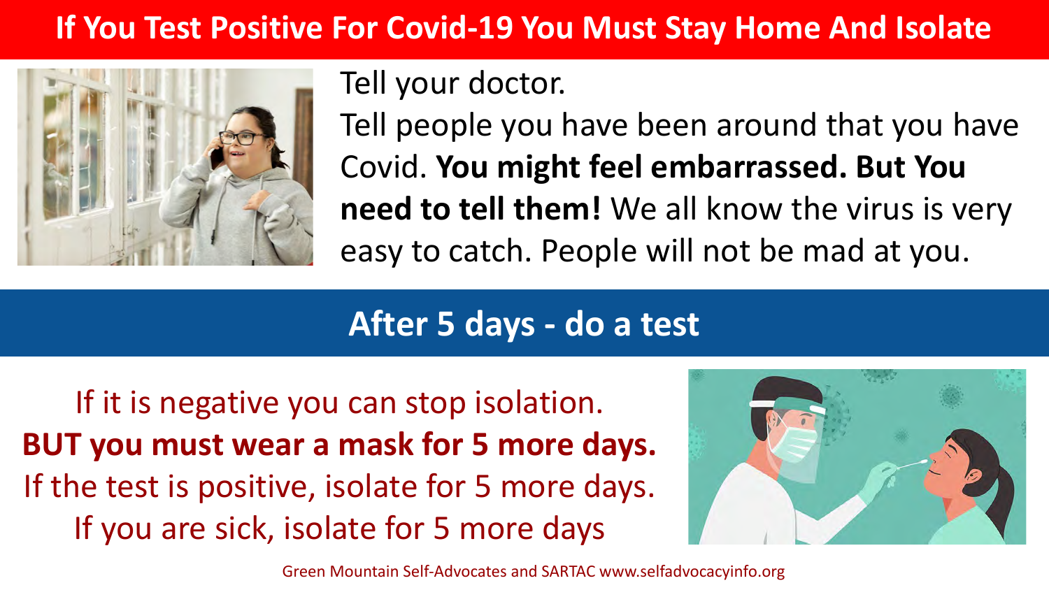# If You Test Positive For Covid-19 You Must Stay Home And Isolate

Tell your doctor.
Tell people you have been around that you have Covid. **You might feel embarrassed. But You need to tell them!** We all know the virus is very easy to catch. People will not be mad at you.

## After 5 days - do a test

If it is negative you can stop isolation.
**BUT you must wear a mask for 5 more days.**
If the test is positive, isolate for 5 more days.
If you are sick, isolate for 5 more days

Green Mountain Self-Advocates and SARTAC www.selfadvocacyinfo.org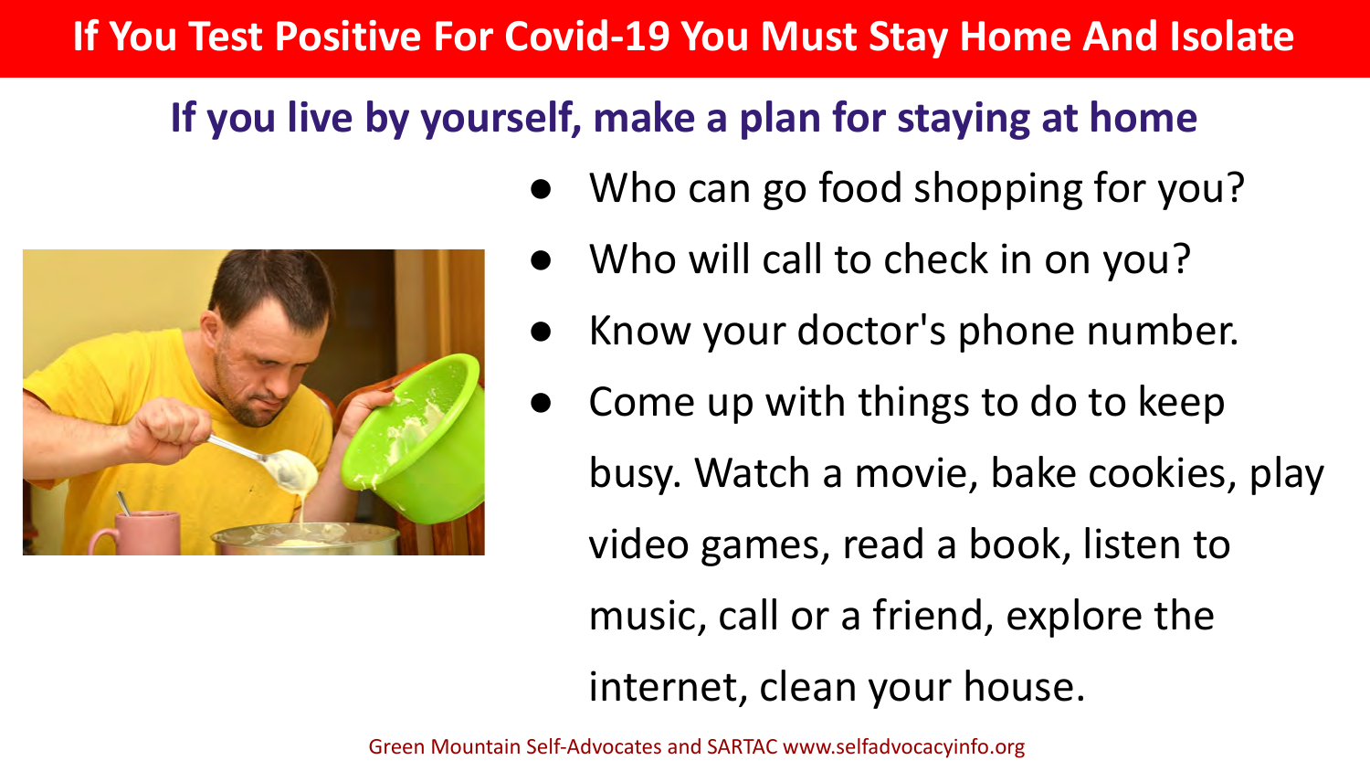# If You Test Positive For Covid-19 You Must Stay Home And Isolate

## If you live by yourself, make a plan for staying at home

- Who can go food shopping for you?
- Who will call to check in on you?
- Know your doctor's phone number.
- Come up with things to do to keep busy. Watch a movie, bake cookies, play video games, read a book, listen to music, call or a friend, explore the internet, clean your house.

Green Mountain Self-Advocates and SARTAC www.selfadvocacyinfo.org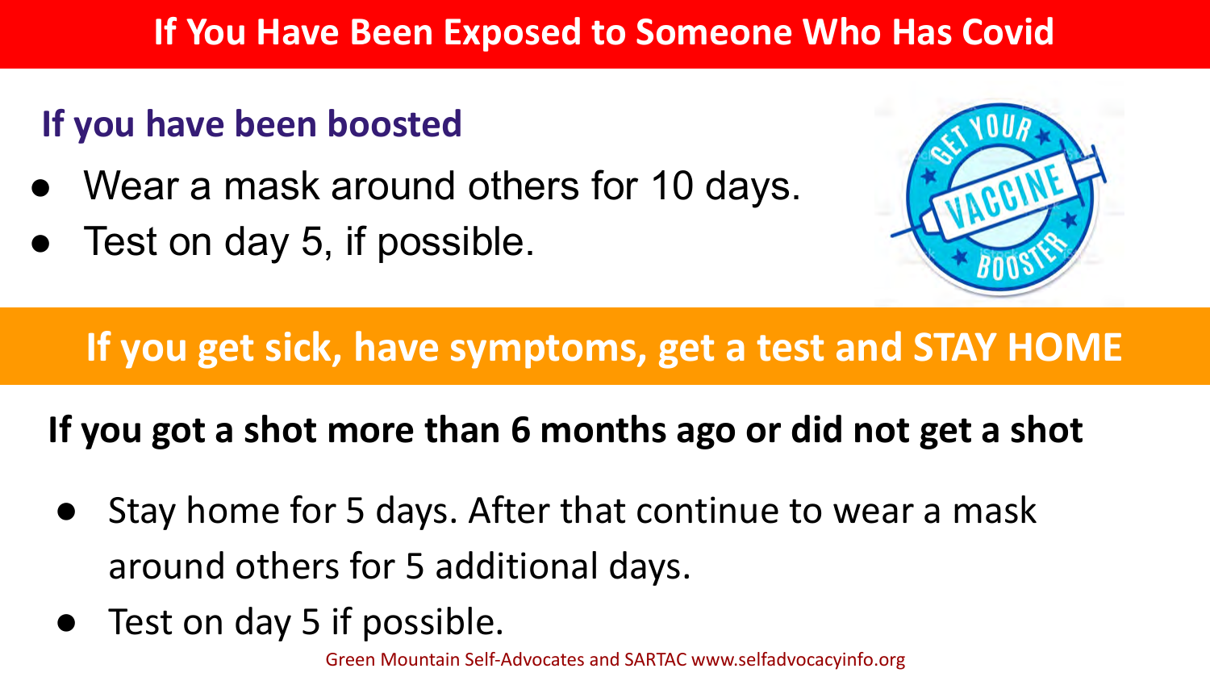# If You Have Been Exposed to Someone Who Has Covid

## If you have been boosted

- Wear a mask around others for 10 days.
- Test on day 5, if possible.

## If you get sick, have symptoms, get a test and STAY HOME

**If you got a shot more than 6 months ago or did not get a shot**

- Stay home for 5 days. After that continue to wear a mask around others for 5 additional days.
- Test on day 5 if possible.

Green Mountain Self-Advocates and SARTAC www.selfadvocacyinfo.org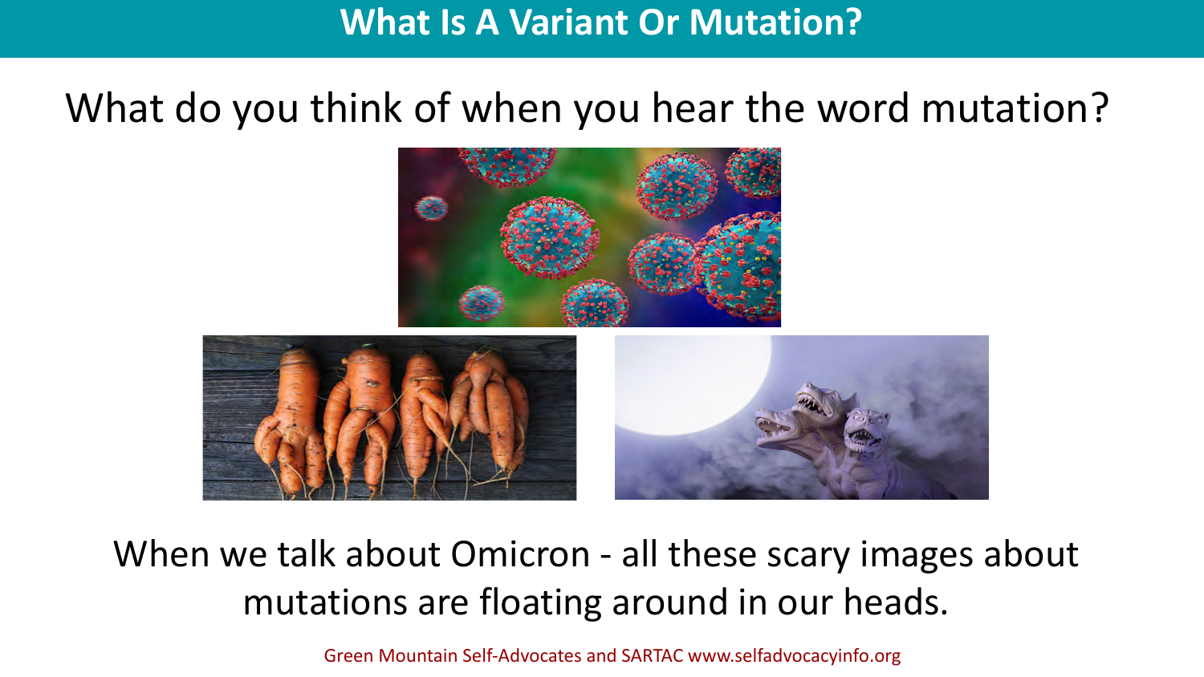# What Is A Variant Or Mutation?

What do you think of when you hear the word mutation?

When we talk about Omicron - all these scary images about mutations are floating around in our heads.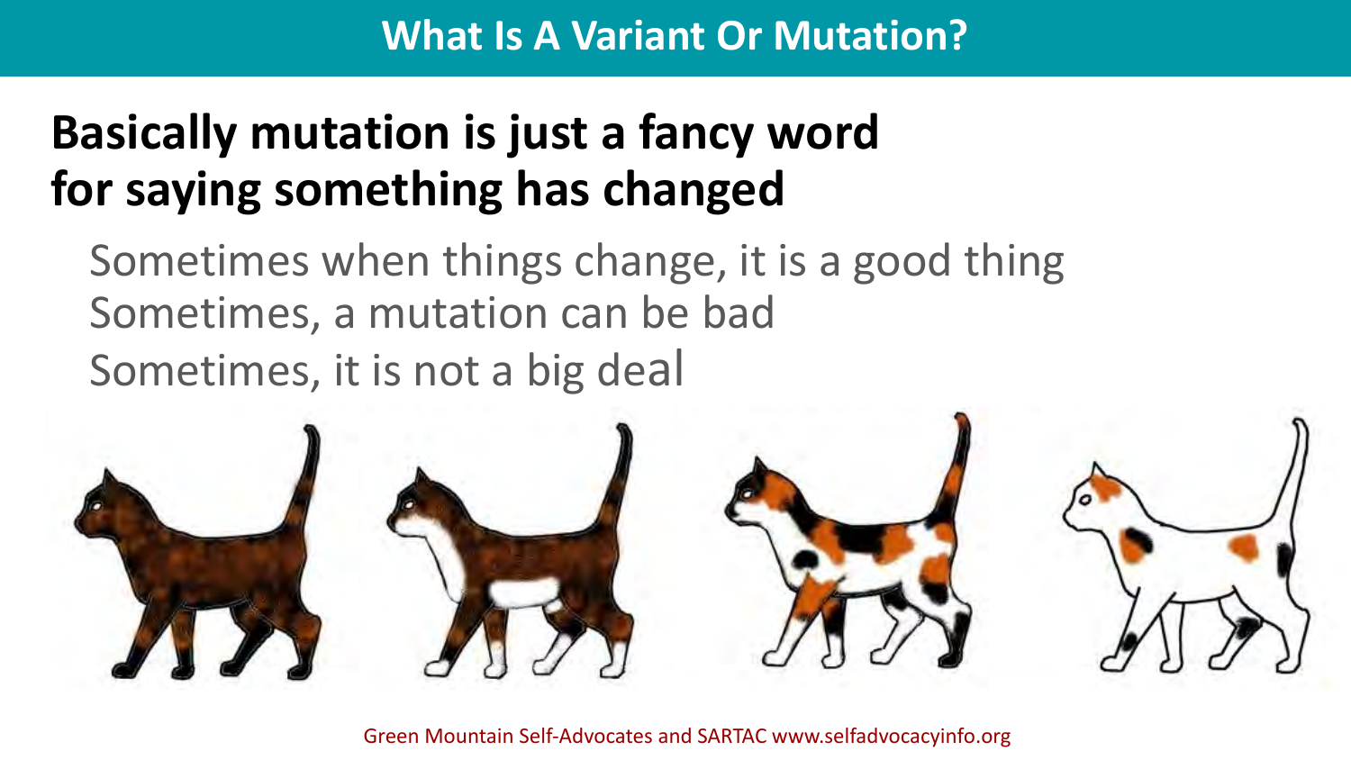# What Is A Variant Or Mutation?

**Basically mutation is just a fancy word for saying something has changed**

- Sometimes when things change, it is a good thing
- Sometimes, a mutation can be bad
- Sometimes, it is not a big deal

Green Mountain Self-Advocates and SARTAC www.selfadvocacyinfo.org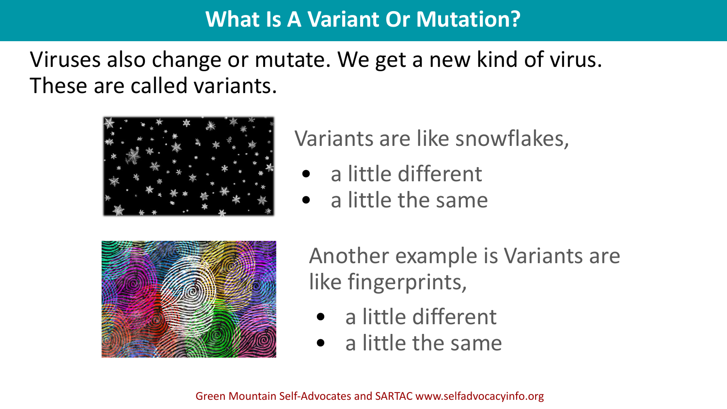# What Is A Variant Or Mutation?

Viruses also change or mutate. We get a new kind of virus. These are called variants.

Variants are like snowflakes,

- a little different
- a little the same

Another example is Variants are like fingerprints,

- a little different
- a little the same

Green Mountain Self-Advocates and SARTAC www.selfadvocacyinfo.org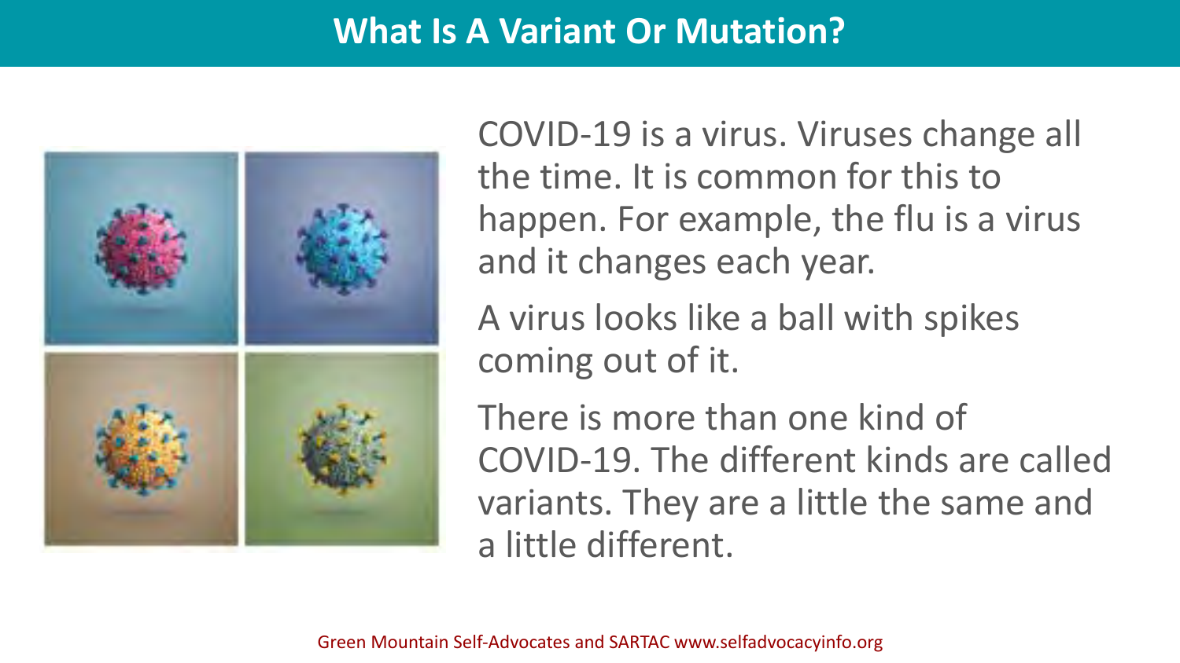# What Is A Variant Or Mutation?

COVID-19 is a virus. Viruses change all the time. It is common for this to happen. For example, the flu is a virus and it changes each year.

A virus looks like a ball with spikes coming out of it.

There is more than one kind of COVID-19. The different kinds are called variants. They are a little the same and a little different.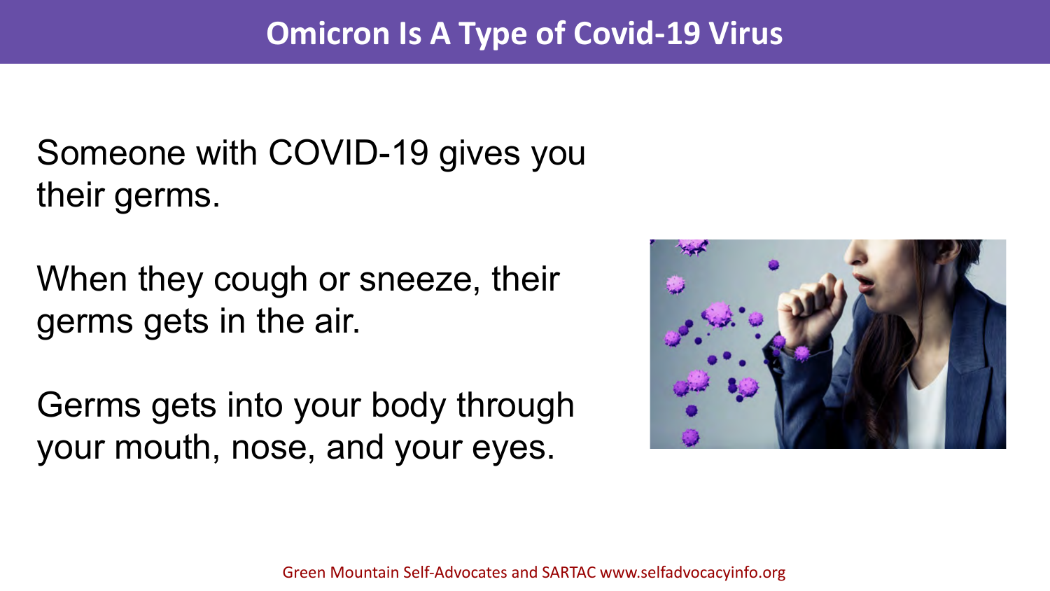# Omicron Is A Type of Covid-19 Virus

Someone with COVID-19 gives you their germs.

When they cough or sneeze, their germs gets in the air.

Germs gets into your body through your mouth, nose, and your eyes.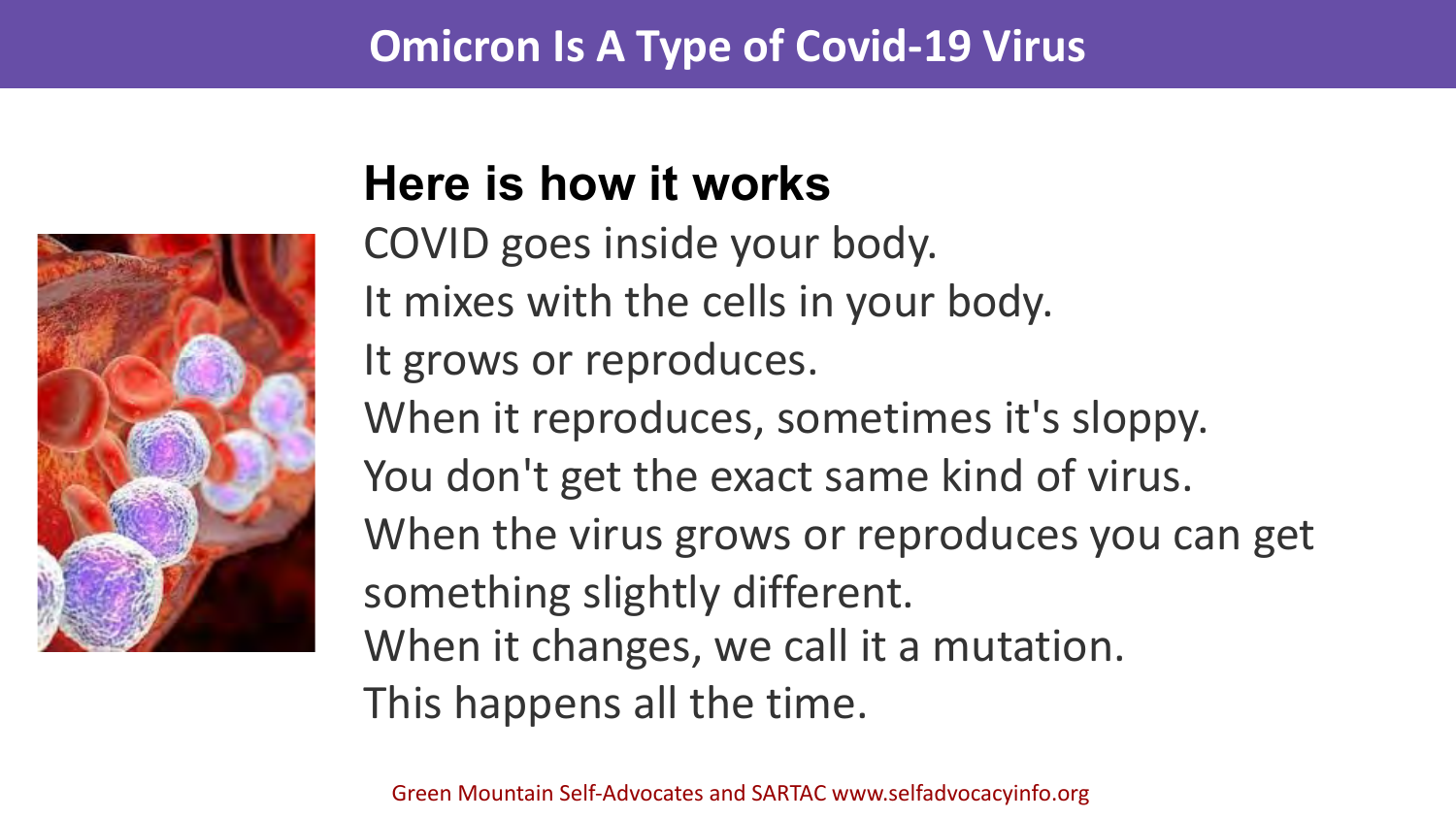# Omicron Is A Type of Covid-19 Virus

## Here is how it works

COVID goes inside your body.
It mixes with the cells in your body.
It grows or reproduces.
When it reproduces, sometimes it's sloppy.
You don't get the exact same kind of virus.
When the virus grows or reproduces you can get something slightly different.
When it changes, we call it a mutation.
This happens all the time.

Green Mountain Self-Advocates and SARTAC www.selfadvocacyinfo.org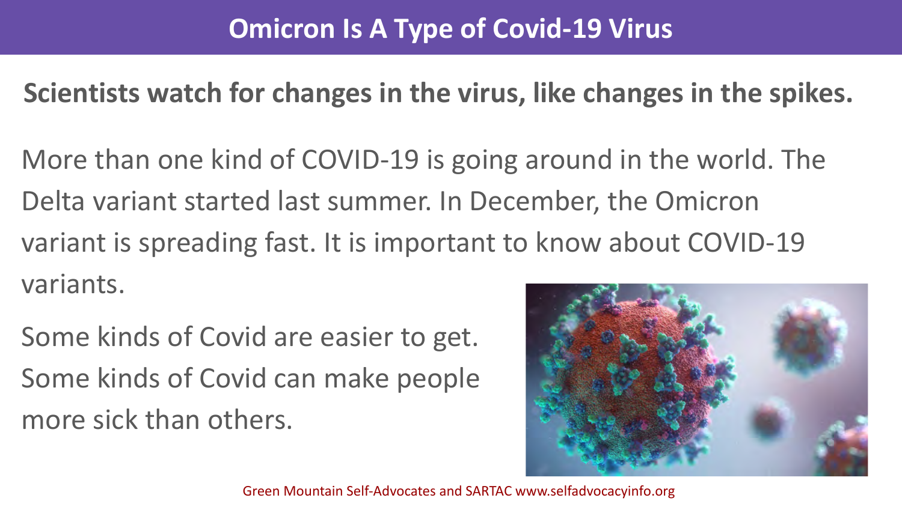# Omicron Is A Type of Covid-19 Virus

**Scientists watch for changes in the virus, like changes in the spikes.**

More than one kind of COVID-19 is going around in the world. The Delta variant started last summer. In December, the Omicron variant is spreading fast. It is important to know about COVID-19 variants.

Some kinds of Covid are easier to get. Some kinds of Covid can make people more sick than others.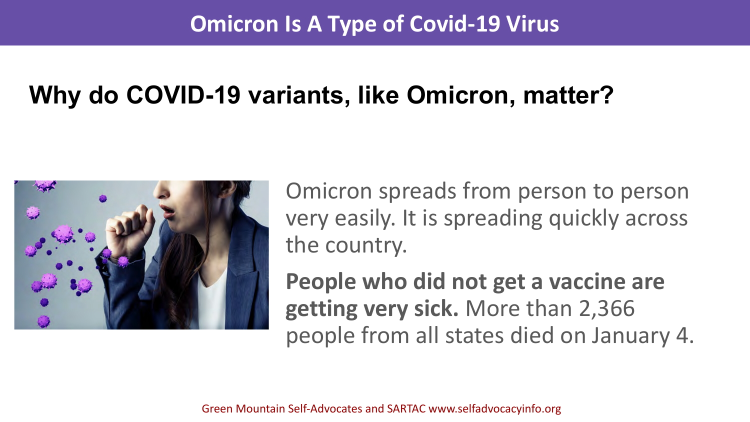# Omicron Is A Type of Covid-19 Virus

## Why do COVID-19 variants, like Omicron, matter?

Omicron spreads from person to person very easily. It is spreading quickly across the country.

**People who did not get a vaccine are getting very sick.** More than 2,366 people from all states died on January 4.

Green Mountain Self-Advocates and SARTAC www.selfadvocacyinfo.org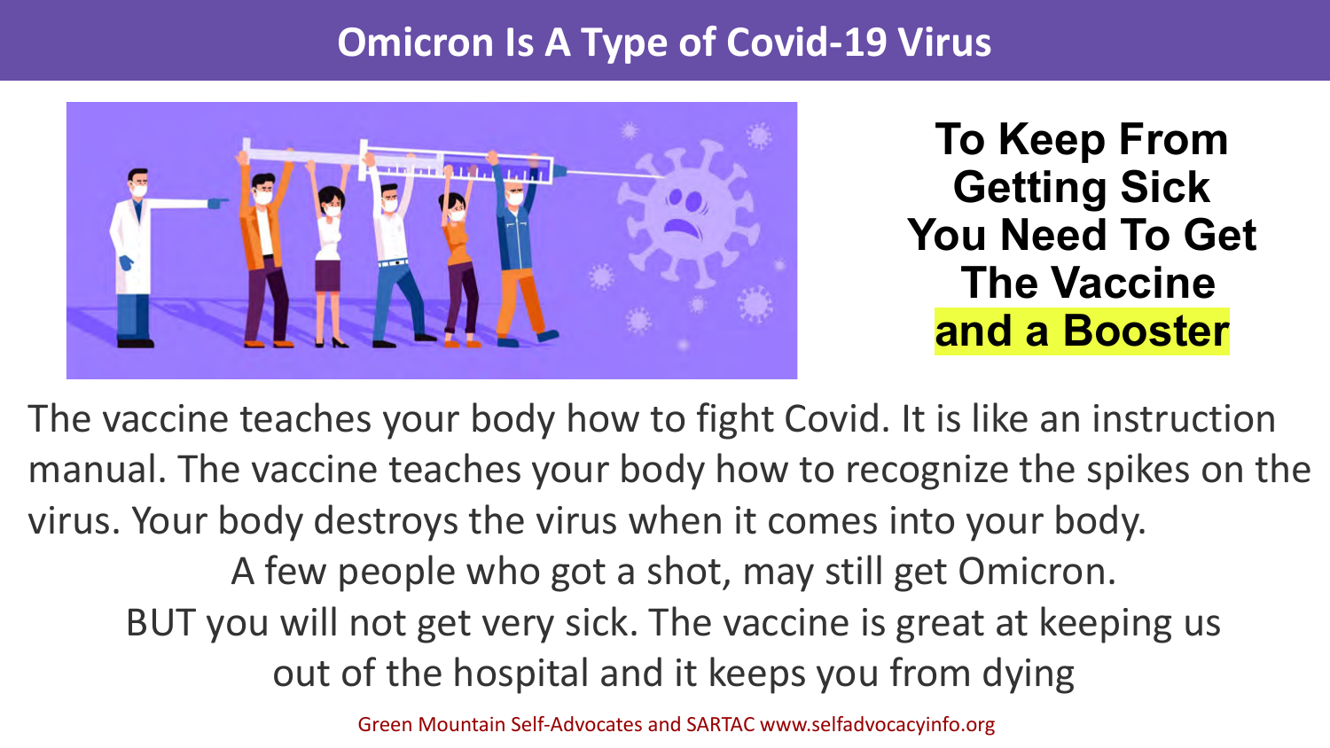# Omicron Is A Type of Covid-19 Virus

**To Keep From Getting Sick You Need To Get The Vaccine and a Booster**

The vaccine teaches your body how to fight Covid. It is like an instruction manual. The vaccine teaches your body how to recognize the spikes on the virus. Your body destroys the virus when it comes into your body.

A few people who got a shot, may still get Omicron.

BUT you will not get very sick. The vaccine is great at keeping us out of the hospital and it keeps you from dying

Green Mountain Self-Advocates and SARTAC www.selfadvocacyinfo.org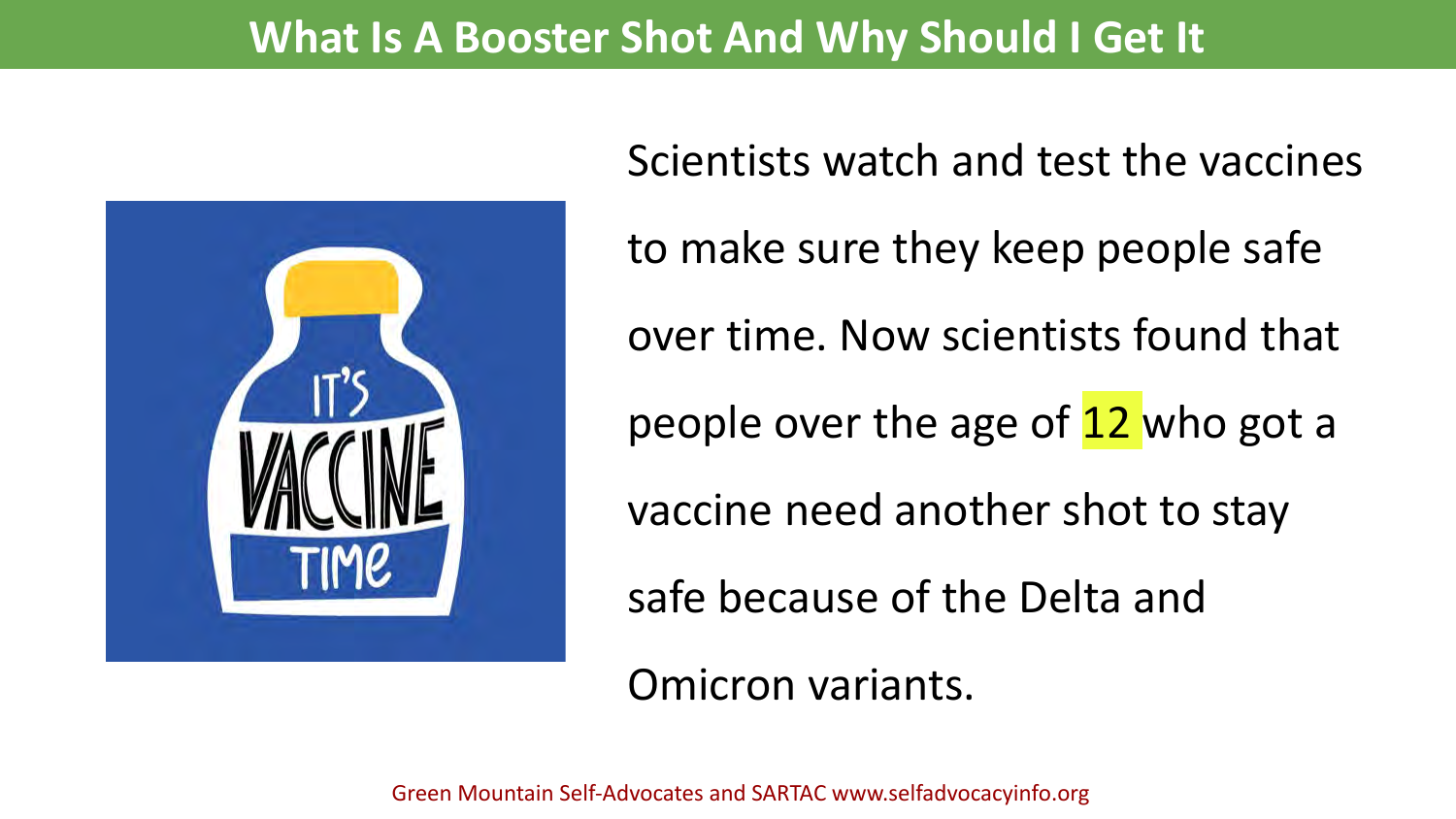# What Is A Booster Shot And Why Should I Get It

Scientists watch and test the vaccines to make sure they keep people safe over time. Now scientists found that people over the age of 12 who got a vaccine need another shot to stay safe because of the Delta and Omicron variants.

Green Mountain Self-Advocates and SARTAC www.selfadvocacyinfo.org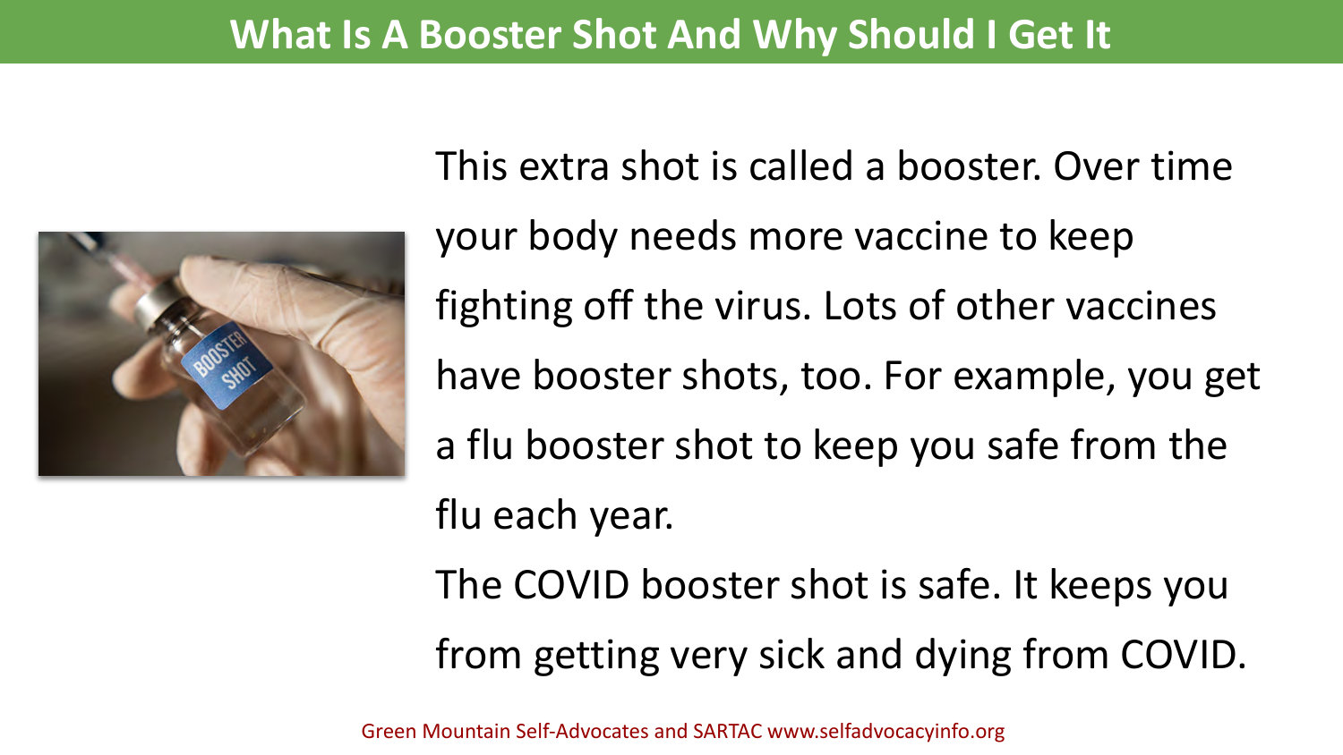# What Is A Booster Shot And Why Should I Get It

This extra shot is called a booster. Over time your body needs more vaccine to keep fighting off the virus. Lots of other vaccines have booster shots, too. For example, you get a flu booster shot to keep you safe from the flu each year.

The COVID booster shot is safe. It keeps you from getting very sick and dying from COVID.

Green Mountain Self-Advocates and SARTAC www.selfadvocacyinfo.org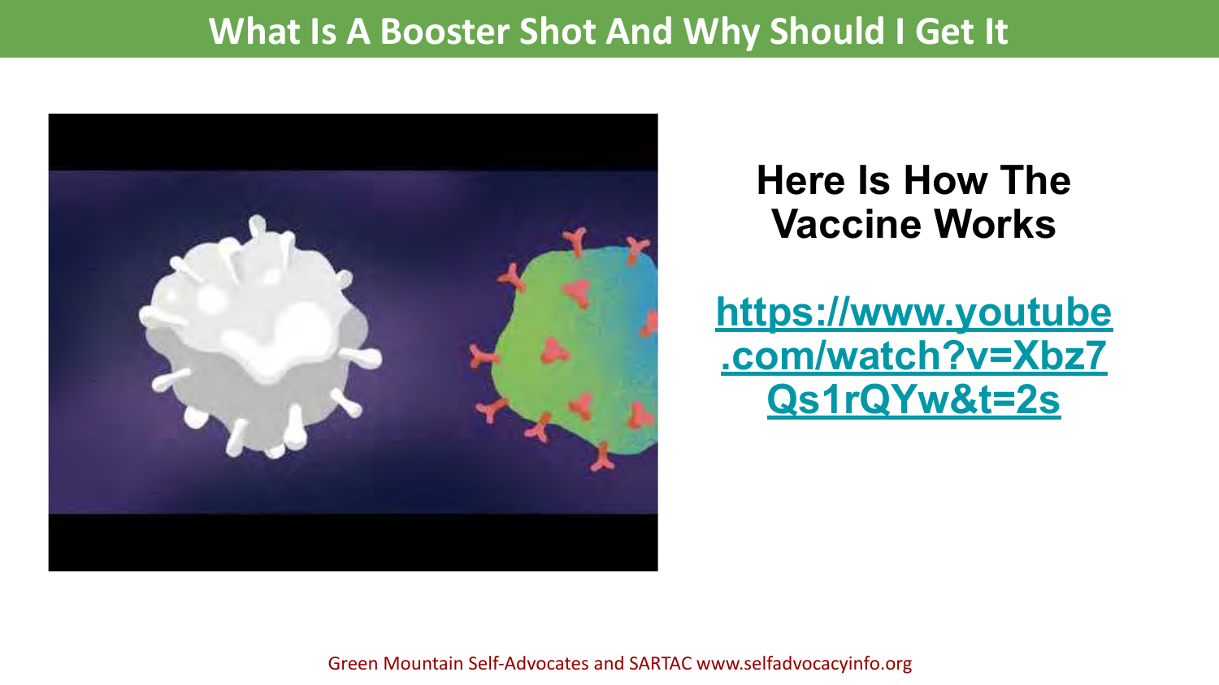# What Is A Booster Shot And Why Should I Get It

## Here Is How The Vaccine Works

https://www.youtube.com/watch?v=Xbz7Qs1rQYw&t=2s

Green Mountain Self-Advocates and SARTAC www.selfadvocacyinfo.org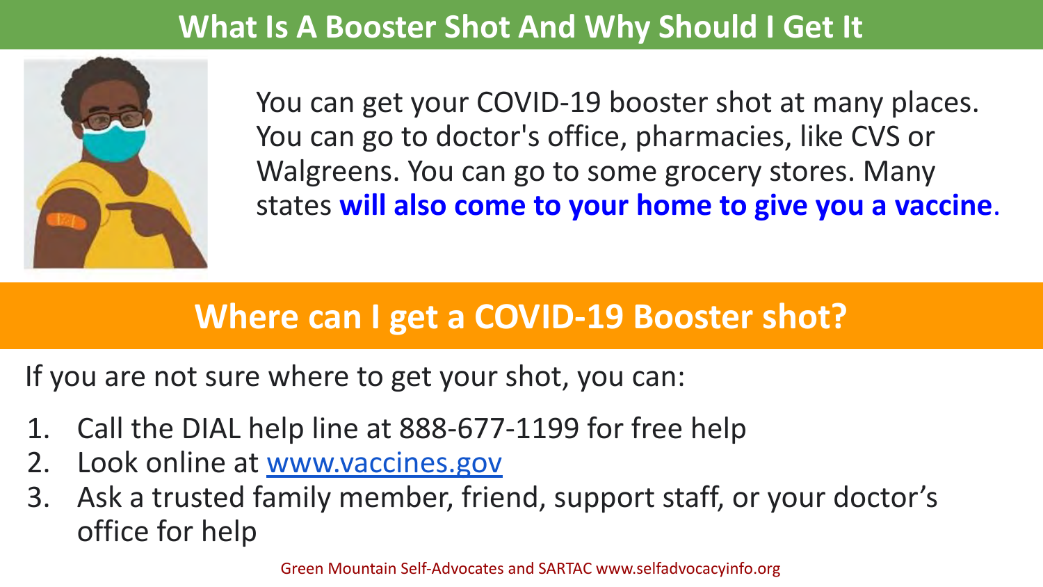## What Is A Booster Shot And Why Should I Get It

You can get your COVID-19 booster shot at many places. You can go to doctor's office, pharmacies, like CVS or Walgreens. You can go to some grocery stores. Many states **will also come to your home to give you a vaccine**.

## Where can I get a COVID-19 Booster shot?

If you are not sure where to get your shot, you can:

1. Call the DIAL help line at 888-677-1199 for free help
2. Look online at [www.vaccines.gov](www.vaccines.gov)
3. Ask a trusted family member, friend, support staff, or your doctor's office for help

Green Mountain Self-Advocates and SARTAC www.selfadvocacyinfo.org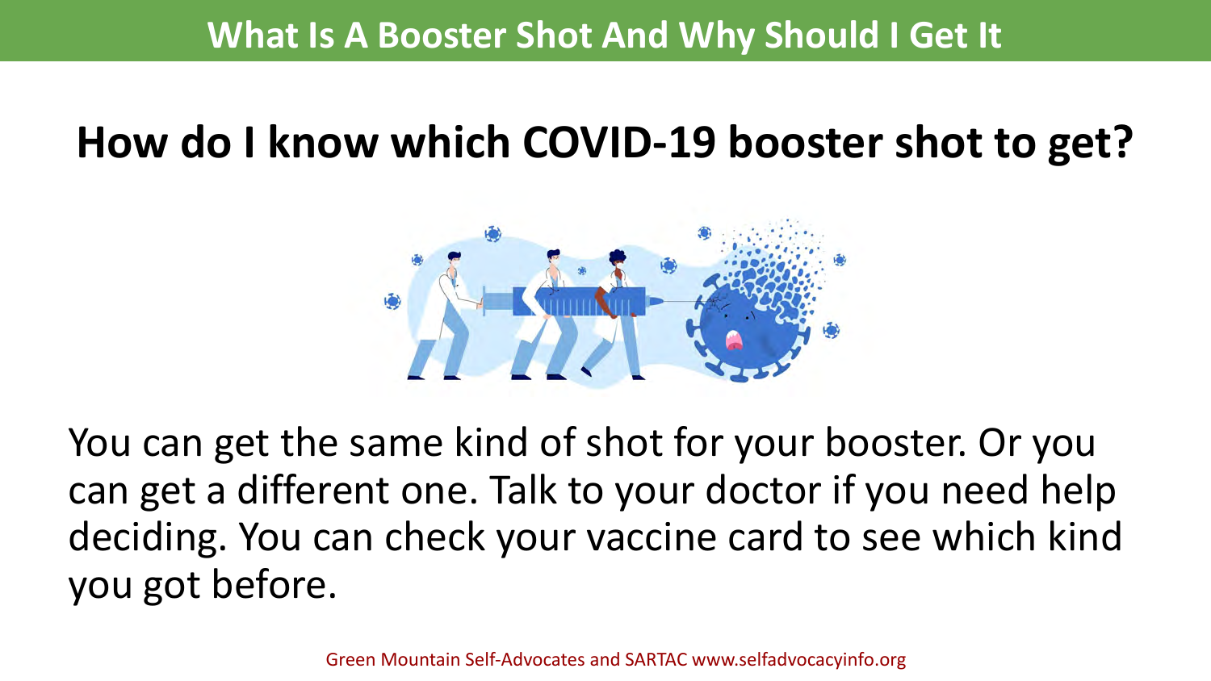# What Is A Booster Shot And Why Should I Get It

## How do I know which COVID-19 booster shot to get?

You can get the same kind of shot for your booster. Or you can get a different one. Talk to your doctor if you need help deciding. You can check your vaccine card to see which kind you got before.

Green Mountain Self-Advocates and SARTAC www.selfadvocacyinfo.org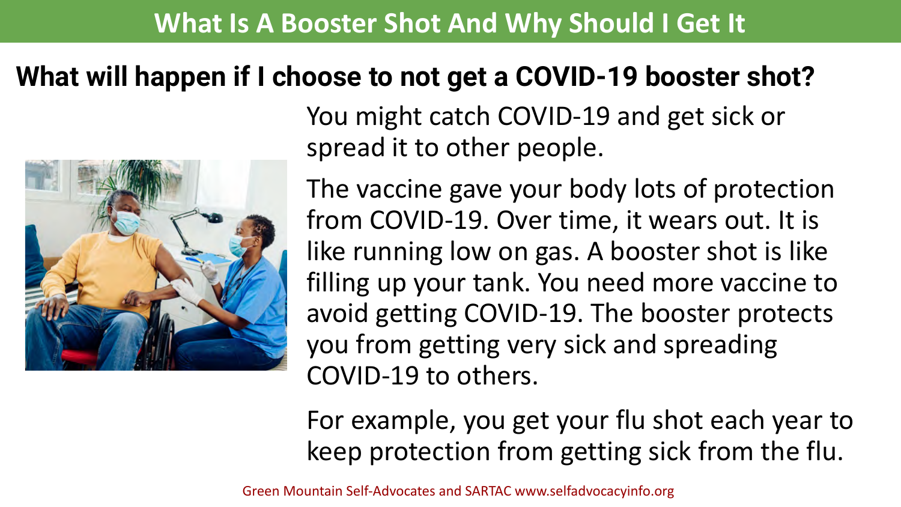# What Is A Booster Shot And Why Should I Get It

## What will happen if I choose to not get a COVID-19 booster shot?

You might catch COVID-19 and get sick or spread it to other people.

The vaccine gave your body lots of protection from COVID-19. Over time, it wears out. It is like running low on gas. A booster shot is like filling up your tank. You need more vaccine to avoid getting COVID-19. The booster protects you from getting very sick and spreading COVID-19 to others.

For example, you get your flu shot each year to keep protection from getting sick from the flu.

Green Mountain Self-Advocates and SARTAC www.selfadvocacyinfo.org